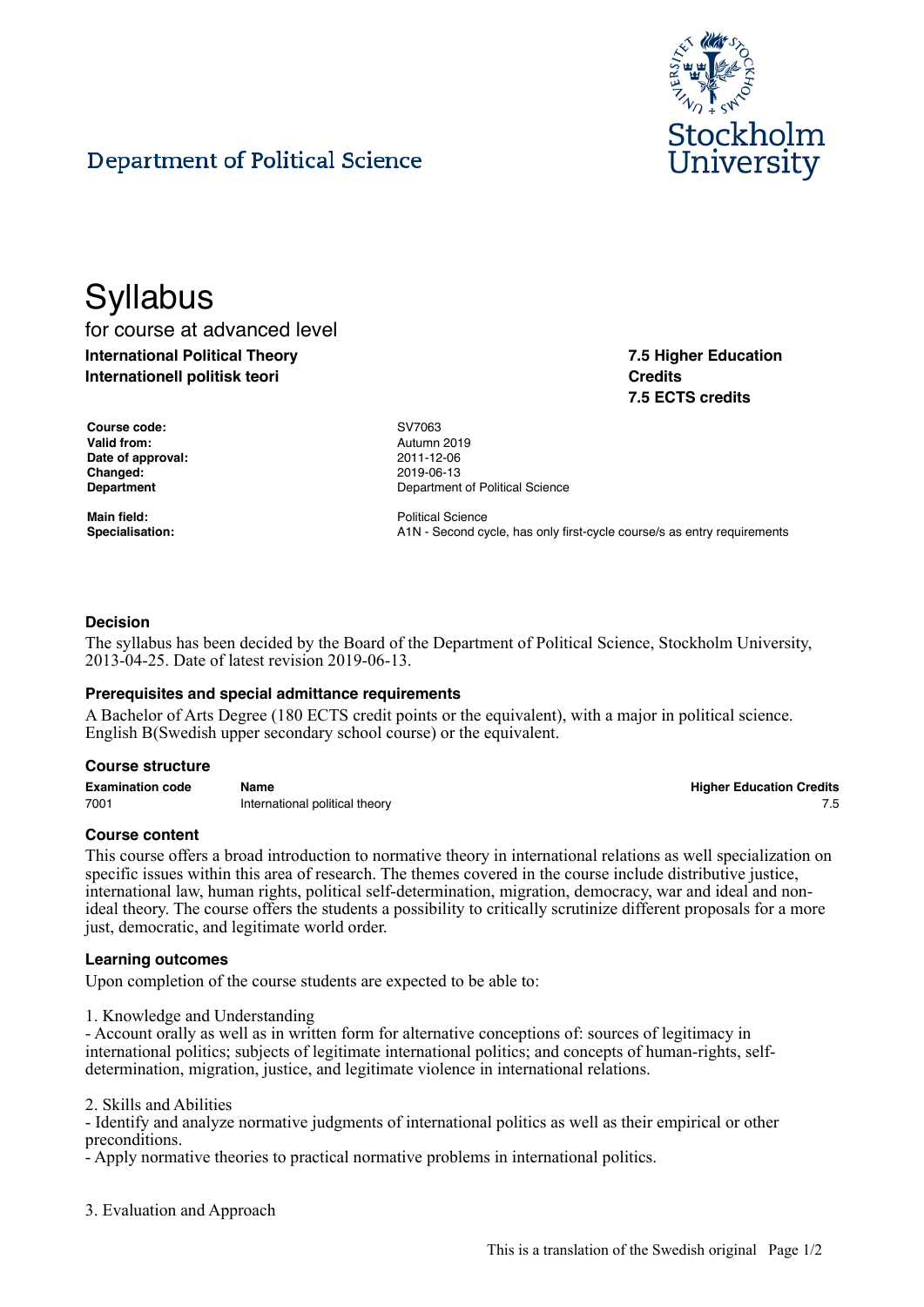Department of Political Science

# Syllabus

for course at advanced level

**International Political Theory**
**Internationell politisk teori**

**7.5 Higher Education Credits**
**7.5 ECTS credits**

| | |
|---|---|
| **Course code:** | SV7063 |
| **Valid from:** | Autumn 2019 |
| **Date of approval:** | 2011-12-06 |
| **Changed:** | 2019-06-13 |
| **Department** | Department of Political Science |
| **Main field:** | Political Science |
| **Specialisation:** | A1N - Second cycle, has only first-cycle course/s as entry requirements |

### Decision

The syllabus has been decided by the Board of the Department of Political Science, Stockholm University, 2013-04-25. Date of latest revision 2019-06-13.

### Prerequisites and special admittance requirements

A Bachelor of Arts Degree (180 ECTS credit points or the equivalent), with a major in political science. English B(Swedish upper secondary school course) or the equivalent.

### Course structure

| Examination code | Name | Higher Education Credits |
|---|---|---|
| 7001 | International political theory | 7.5 |

### Course content

This course offers a broad introduction to normative theory in international relations as well specialization on specific issues within this area of research. The themes covered in the course include distributive justice, international law, human rights, political self-determination, migration, democracy, war and ideal and non-ideal theory. The course offers the students a possibility to critically scrutinize different proposals for a more just, democratic, and legitimate world order.

### Learning outcomes

Upon completion of the course students are expected to be able to:

1. Knowledge and Understanding
- Account orally as well as in written form for alternative conceptions of: sources of legitimacy in international politics; subjects of legitimate international politics; and concepts of human-rights, self-determination, migration, justice, and legitimate violence in international relations.

2. Skills and Abilities
- Identify and analyze normative judgments of international politics as well as their empirical or other preconditions.
- Apply normative theories to practical normative problems in international politics.

3. Evaluation and Approach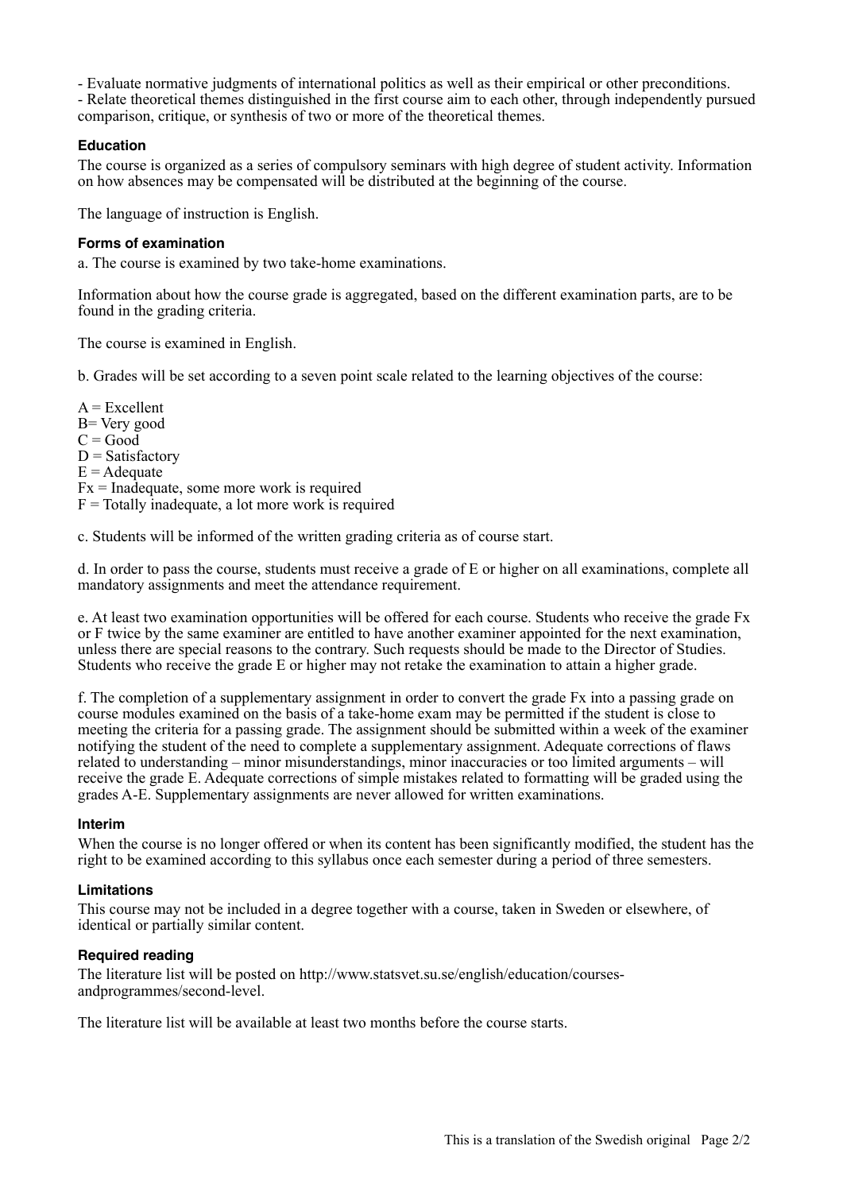- Evaluate normative judgments of international politics as well as their empirical or other preconditions.
- Relate theoretical themes distinguished in the first course aim to each other, through independently pursued comparison, critique, or synthesis of two or more of the theoretical themes.

### Education

The course is organized as a series of compulsory seminars with high degree of student activity. Information on how absences may be compensated will be distributed at the beginning of the course.

The language of instruction is English.

### Forms of examination

a. The course is examined by two take-home examinations.

Information about how the course grade is aggregated, based on the different examination parts, are to be found in the grading criteria.

The course is examined in English.

b. Grades will be set according to a seven point scale related to the learning objectives of the course:

A = Excellent
B= Very good
C = Good
D = Satisfactory
E = Adequate
Fx = Inadequate, some more work is required
F = Totally inadequate, a lot more work is required

c. Students will be informed of the written grading criteria as of course start.

d. In order to pass the course, students must receive a grade of E or higher on all examinations, complete all mandatory assignments and meet the attendance requirement.

e. At least two examination opportunities will be offered for each course. Students who receive the grade Fx or F twice by the same examiner are entitled to have another examiner appointed for the next examination, unless there are special reasons to the contrary. Such requests should be made to the Director of Studies. Students who receive the grade E or higher may not retake the examination to attain a higher grade.

f. The completion of a supplementary assignment in order to convert the grade Fx into a passing grade on course modules examined on the basis of a take-home exam may be permitted if the student is close to meeting the criteria for a passing grade. The assignment should be submitted within a week of the examiner notifying the student of the need to complete a supplementary assignment. Adequate corrections of flaws related to understanding – minor misunderstandings, minor inaccuracies or too limited arguments – will receive the grade E. Adequate corrections of simple mistakes related to formatting will be graded using the grades A-E. Supplementary assignments are never allowed for written examinations.

### Interim

When the course is no longer offered or when its content has been significantly modified, the student has the right to be examined according to this syllabus once each semester during a period of three semesters.

### Limitations

This course may not be included in a degree together with a course, taken in Sweden or elsewhere, of identical or partially similar content.

### Required reading

The literature list will be posted on http://www.statsvet.su.se/english/education/courses-andprogrammes/second-level.

The literature list will be available at least two months before the course starts.

This is a translation of the Swedish original